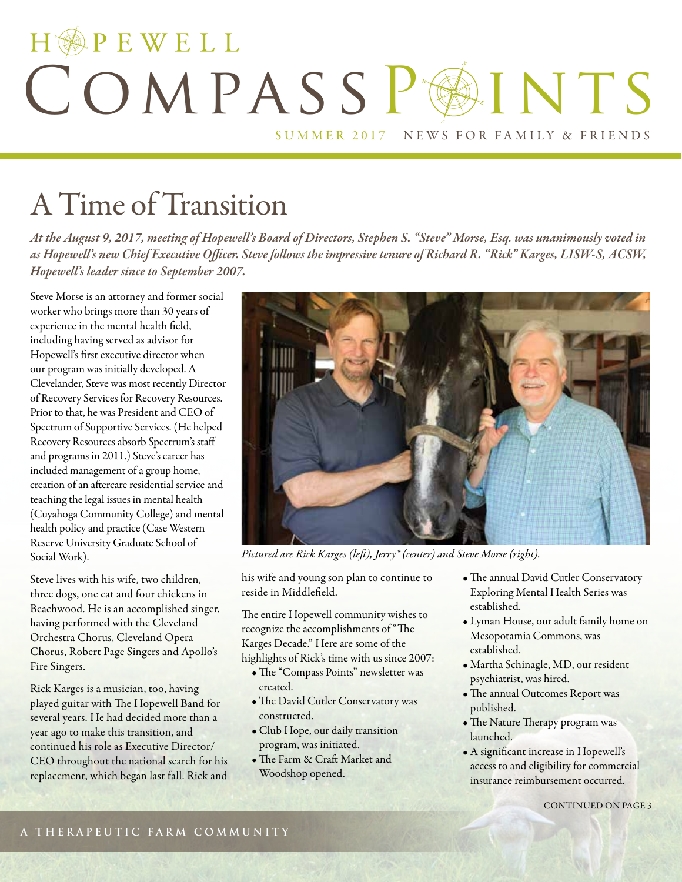# HOPEWELL COMPASS POINTS

SUMMER 2017 NEWS FOR FAMILY & FRIENDS

## A Time of Transition

*At the August 9, 2017, meeting of Hopewell's Board of Directors, Stephen S. "Steve" Morse, Esq. was unanimously voted in as Hopewell's new Chief Executive Officer. Steve follows the impressive tenure of Richard R. "Rick" Karges, LISW-S, ACSW, Hopewell's leader since to September 2007.*

Steve Morse is an attorney and former social worker who brings more than 30 years of experience in the mental health field, including having served as advisor for Hopewell's first executive director when our program was initially developed. A Clevelander, Steve was most recently Director of Recovery Services for Recovery Resources. Prior to that, he was President and CEO of Spectrum of Supportive Services. (He helped Recovery Resources absorb Spectrum's staff and programs in 2011.) Steve's career has included management of a group home, creation of an aftercare residential service and teaching the legal issues in mental health (Cuyahoga Community College) and mental health policy and practice (Case Western Reserve University Graduate School of Social Work).

Steve lives with his wife, two children, three dogs, one cat and four chickens in Beachwood. He is an accomplished singer, having performed with the Cleveland Orchestra Chorus, Cleveland Opera Chorus, Robert Page Singers and Apollo's Fire Singers.

Rick Karges is a musician, too, having played guitar with The Hopewell Band for several years. He had decided more than a year ago to make this transition, and continued his role as Executive Director/CEO throughout the national search for his replacement, which began last fall. Rick and his wife and young son plan to continue to reside in Middlefield.

*Pictured are Rick Karges (left), Jerry\* (center) and Steve Morse (right).*

The entire Hopewell community wishes to recognize the accomplishments of "The Karges Decade." Here are some of the highlights of Rick's time with us since 2007:

- The "Compass Points" newsletter was created.
- The David Cutler Conservatory was constructed.
- Club Hope, our daily transition program, was initiated.
- The Farm & Craft Market and Woodshop opened.
- The annual David Cutler Conservatory Exploring Mental Health Series was established.
- Lyman House, our adult family home on Mesopotamia Commons, was established.
- Martha Schinagle, MD, our resident psychiatrist, was hired.
- The annual Outcomes Report was published.
- The Nature Therapy program was launched.
- A significant increase in Hopewell's access to and eligibility for commercial insurance reimbursement occurred.

CONTINUED ON PAGE 3

A THERAPEUTIC FARM COMMUNITY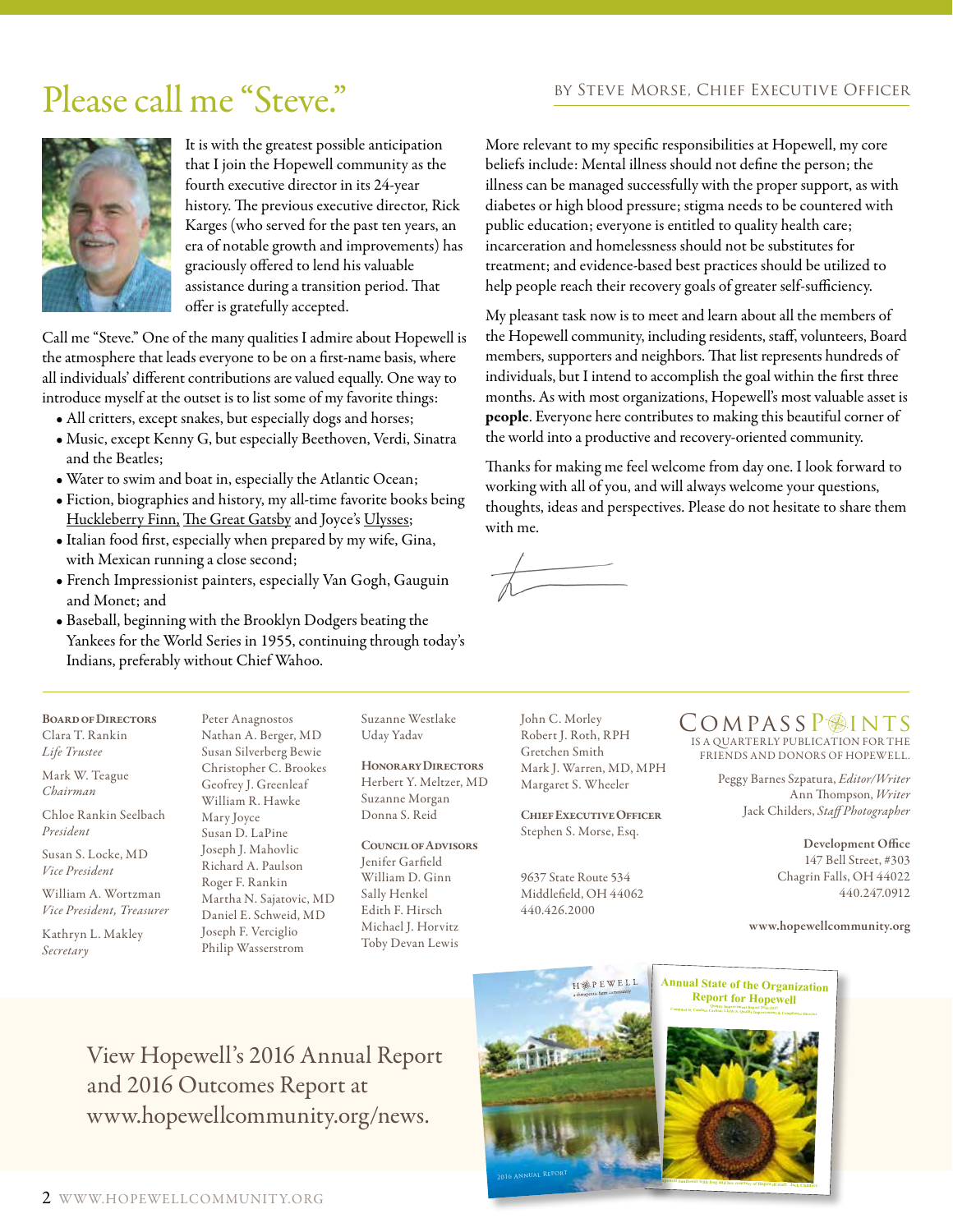# Please call me "Steve."

BY STEVE MORSE, CHIEF EXECUTIVE OFFICER

It is with the greatest possible anticipation that I join the Hopewell community as the fourth executive director in its 24-year history. The previous executive director, Rick Karges (who served for the past ten years, an era of notable growth and improvements) has graciously offered to lend his valuable assistance during a transition period. That offer is gratefully accepted.

Call me "Steve." One of the many qualities I admire about Hopewell is the atmosphere that leads everyone to be on a first-name basis, where all individuals' different contributions are valued equally. One way to introduce myself at the outset is to list some of my favorite things:

- All critters, except snakes, but especially dogs and horses;
- Music, except Kenny G, but especially Beethoven, Verdi, Sinatra and the Beatles;
- Water to swim and boat in, especially the Atlantic Ocean;
- Fiction, biographies and history, my all-time favorite books being Huckleberry Finn, The Great Gatsby and Joyce's Ulysses;
- Italian food first, especially when prepared by my wife, Gina, with Mexican running a close second;
- French Impressionist painters, especially Van Gogh, Gauguin and Monet; and
- Baseball, beginning with the Brooklyn Dodgers beating the Yankees for the World Series in 1955, continuing through today's Indians, preferably without Chief Wahoo.

More relevant to my specific responsibilities at Hopewell, my core beliefs include: Mental illness should not define the person; the illness can be managed successfully with the proper support, as with diabetes or high blood pressure; stigma needs to be countered with public education; everyone is entitled to quality health care; incarceration and homelessness should not be substitutes for treatment; and evidence-based best practices should be utilized to help people reach their recovery goals of greater self-sufficiency.

My pleasant task now is to meet and learn about all the members of the Hopewell community, including residents, staff, volunteers, Board members, supporters and neighbors. That list represents hundreds of individuals, but I intend to accomplish the goal within the first three months. As with most organizations, Hopewell's most valuable asset is **people**. Everyone here contributes to making this beautiful corner of the world into a productive and recovery-oriented community.

Thanks for making me feel welcome from day one. I look forward to working with all of you, and will always welcome your questions, thoughts, ideas and perspectives. Please do not hesitate to share them with me.

---

**BOARD OF DIRECTORS**

Clara T. Rankin
*Life Trustee*

Mark W. Teague
*Chairman*

Chloe Rankin Seelbach
*President*

Susan S. Locke, MD
*Vice President*

William A. Wortzman
*Vice President, Treasurer*

Kathryn L. Makley
*Secretary*

Peter Anagnostos
Nathan A. Berger, MD
Susan Silverberg Bewie
Christopher C. Brookes
Geofrey J. Greenleaf
William R. Hawke
Mary Joyce
Susan D. LaPine
Joseph J. Mahovlic
Richard A. Paulson
Roger F. Rankin
Martha N. Sajatovic, MD
Daniel E. Schweid, MD
Joseph F. Verciglio
Philip Wasserstrom
Suzanne Westlake
Uday Yadav

**HONORARY DIRECTORS**

Herbert Y. Meltzer, MD
Suzanne Morgan
Donna S. Reid

**COUNCIL OF ADVISORS**

Jenifer Garfield
William D. Ginn
Sally Henkel
Edith F. Hirsch
Michael J. Horvitz
Toby Devan Lewis
John C. Morley
Robert J. Roth, RPH
Gretchen Smith
Mark J. Warren, MD, MPH
Margaret S. Wheeler

**CHIEF EXECUTIVE OFFICER**

Stephen S. Morse, Esq.

9637 State Route 534
Middlefield, OH 44062
440.426.2000

COMPASS POINTS IS A QUARTERLY PUBLICATION FOR THE FRIENDS AND DONORS OF HOPEWELL.

Peggy Barnes Szpatura, *Editor/Writer*
Ann Thompson, *Writer*
Jack Childers, *Staff Photographer*

**Development Office**
147 Bell Street, #303
Chagrin Falls, OH 44022
440.247.0912

www.hopewellcommunity.org

View Hopewell's 2016 Annual Report and 2016 Outcomes Report at www.hopewellcommunity.org/news.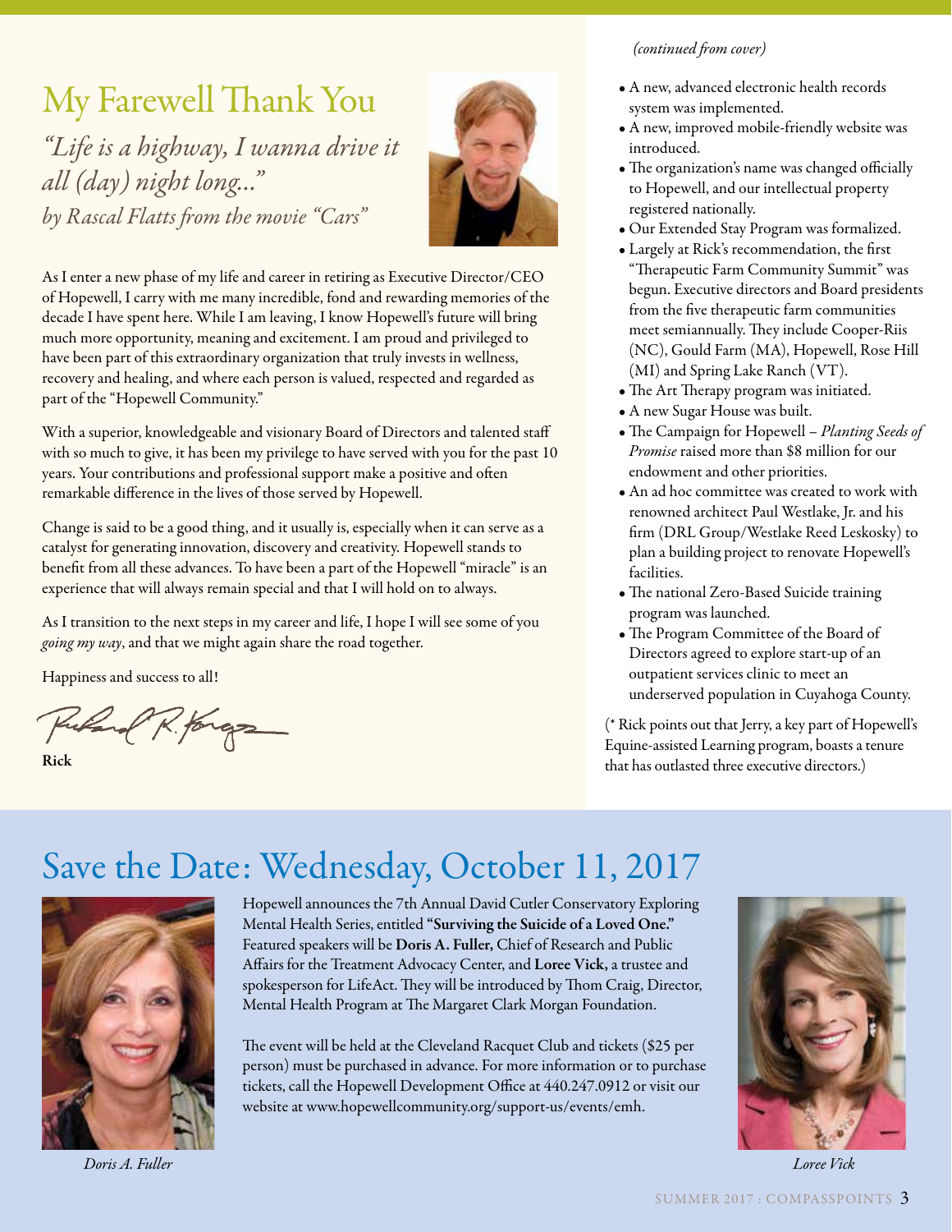# My Farewell Thank You

*"Life is a highway, I wanna drive it all (day) night long..."*
*by Rascal Flatts from the movie "Cars"*

As I enter a new phase of my life and career in retiring as Executive Director/CEO of Hopewell, I carry with me many incredible, fond and rewarding memories of the decade I have spent here. While I am leaving, I know Hopewell's future will bring much more opportunity, meaning and excitement. I am proud and privileged to have been part of this extraordinary organization that truly invests in wellness, recovery and healing, and where each person is valued, respected and regarded as part of the "Hopewell Community."

With a superior, knowledgeable and visionary Board of Directors and talented staff with so much to give, it has been my privilege to have served with you for the past 10 years. Your contributions and professional support make a positive and often remarkable difference in the lives of those served by Hopewell.

Change is said to be a good thing, and it usually is, especially when it can serve as a catalyst for generating innovation, discovery and creativity. Hopewell stands to benefit from all these advances. To have been a part of the Hopewell "miracle" is an experience that will always remain special and that I will hold on to always.

As I transition to the next steps in my career and life, I hope I will see some of you *going my way*, and that we might again share the road together.

Happiness and success to all!

**Rick**

*(continued from cover)*

- A new, advanced electronic health records system was implemented.
- A new, improved mobile-friendly website was introduced.
- The organization's name was changed officially to Hopewell, and our intellectual property registered nationally.
- Our Extended Stay Program was formalized.
- Largely at Rick's recommendation, the first "Therapeutic Farm Community Summit" was begun. Executive directors and Board presidents from the five therapeutic farm communities meet semiannually. They include Cooper-Riis (NC), Gould Farm (MA), Hopewell, Rose Hill (MI) and Spring Lake Ranch (VT).
- The Art Therapy program was initiated.
- A new Sugar House was built.
- The Campaign for Hopewell – *Planting Seeds of Promise* raised more than $8 million for our endowment and other priorities.
- An ad hoc committee was created to work with renowned architect Paul Westlake, Jr. and his firm (DRL Group/Westlake Reed Leskosky) to plan a building project to renovate Hopewell's facilities.
- The national Zero-Based Suicide training program was launched.
- The Program Committee of the Board of Directors agreed to explore start-up of an outpatient services clinic to meet an underserved population in Cuyahoga County.

(* Rick points out that Jerry, a key part of Hopewell's Equine-assisted Learning program, boasts a tenure that has outlasted three executive directors.)

# Save the Date: Wednesday, October 11, 2017

Hopewell announces the 7th Annual David Cutler Conservatory Exploring Mental Health Series, entitled **"Surviving the Suicide of a Loved One."** Featured speakers will be **Doris A. Fuller,** Chief of Research and Public Affairs for the Treatment Advocacy Center, and **Loree Vick,** a trustee and spokesperson for LifeAct. They will be introduced by Thom Craig, Director, Mental Health Program at The Margaret Clark Morgan Foundation.

The event will be held at the Cleveland Racquet Club and tickets ($25 per person) must be purchased in advance. For more information or to purchase tickets, call the Hopewell Development Office at 440.247.0912 or visit our website at www.hopewellcommunity.org/support-us/events/emh.

*Doris A. Fuller*

*Loree Vick*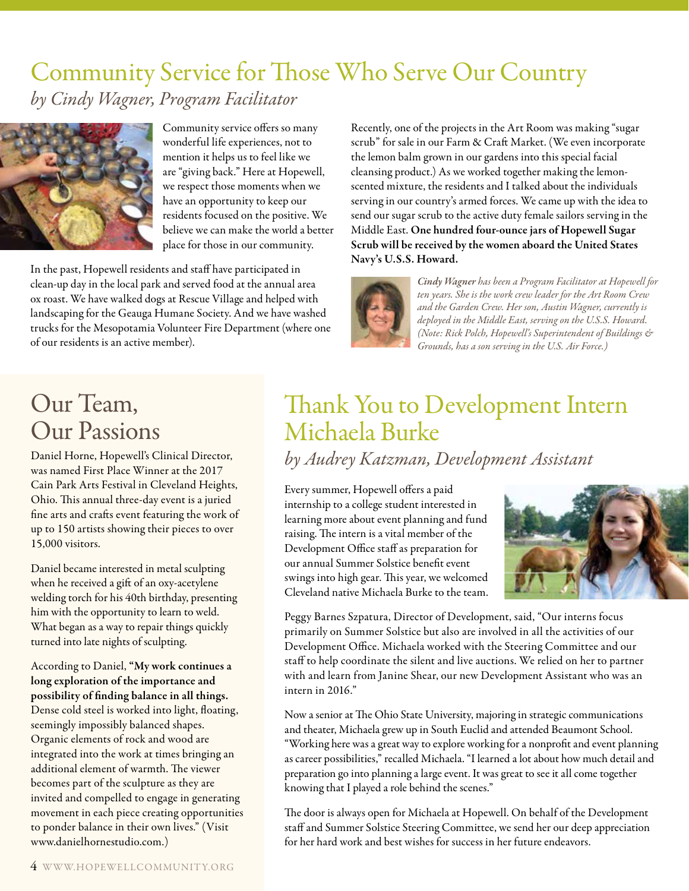# Community Service for Those Who Serve Our Country

*by Cindy Wagner, Program Facilitator*

Community service offers so many wonderful life experiences, not to mention it helps us to feel like we are "giving back." Here at Hopewell, we respect those moments when we have an opportunity to keep our residents focused on the positive. We believe we can make the world a better place for those in our community.

In the past, Hopewell residents and staff have participated in clean-up day in the local park and served food at the annual area ox roast. We have walked dogs at Rescue Village and helped with landscaping for the Geauga Humane Society. And we have washed trucks for the Mesopotamia Volunteer Fire Department (where one of our residents is an active member).

Recently, one of the projects in the Art Room was making "sugar scrub" for sale in our Farm & Craft Market. (We even incorporate the lemon balm grown in our gardens into this special facial cleansing product.) As we worked together making the lemon-scented mixture, the residents and I talked about the individuals serving in our country's armed forces. We came up with the idea to send our sugar scrub to the active duty female sailors serving in the Middle East. **One hundred four-ounce jars of Hopewell Sugar Scrub will be received by the women aboard the United States Navy's U.S.S. Howard.**

*__Cindy Wagner__ has been a Program Facilitator at Hopewell for ten years. She is the work crew leader for the Art Room Crew and the Garden Crew. Her son, Austin Wagner, currently is deployed in the Middle East, serving on the U.S.S. Howard. (Note: Rick Polch, Hopewell's Superintendent of Buildings & Grounds, has a son serving in the U.S. Air Force.)*

# Our Team, Our Passions

Daniel Horne, Hopewell's Clinical Director, was named First Place Winner at the 2017 Cain Park Arts Festival in Cleveland Heights, Ohio. This annual three-day event is a juried fine arts and crafts event featuring the work of up to 150 artists showing their pieces to over 15,000 visitors.

Daniel became interested in metal sculpting when he received a gift of an oxy-acetylene welding torch for his 40th birthday, presenting him with the opportunity to learn to weld. What began as a way to repair things quickly turned into late nights of sculpting.

According to Daniel, **"My work continues a long exploration of the importance and possibility of finding balance in all things.** Dense cold steel is worked into light, floating, seemingly impossibly balanced shapes. Organic elements of rock and wood are integrated into the work at times bringing an additional element of warmth. The viewer becomes part of the sculpture as they are invited and compelled to engage in generating movement in each piece creating opportunities to ponder balance in their own lives." (Visit www.danielhornestudio.com.)

# Thank You to Development Intern Michaela Burke

*by Audrey Katzman, Development Assistant*

Every summer, Hopewell offers a paid internship to a college student interested in learning more about event planning and fund raising. The intern is a vital member of the Development Office staff as preparation for our annual Summer Solstice benefit event swings into high gear. This year, we welcomed Cleveland native Michaela Burke to the team.

Peggy Barnes Szpatura, Director of Development, said, "Our interns focus primarily on Summer Solstice but also are involved in all the activities of our Development Office. Michaela worked with the Steering Committee and our staff to help coordinate the silent and live auctions. We relied on her to partner with and learn from Janine Shear, our new Development Assistant who was an intern in 2016."

Now a senior at The Ohio State University, majoring in strategic communications and theater, Michaela grew up in South Euclid and attended Beaumont School. "Working here was a great way to explore working for a nonprofit and event planning as career possibilities," recalled Michaela. "I learned a lot about how much detail and preparation go into planning a large event. It was great to see it all come together knowing that I played a role behind the scenes."

The door is always open for Michaela at Hopewell. On behalf of the Development staff and Summer Solstice Steering Committee, we send her our deep appreciation for her hard work and best wishes for success in her future endeavors.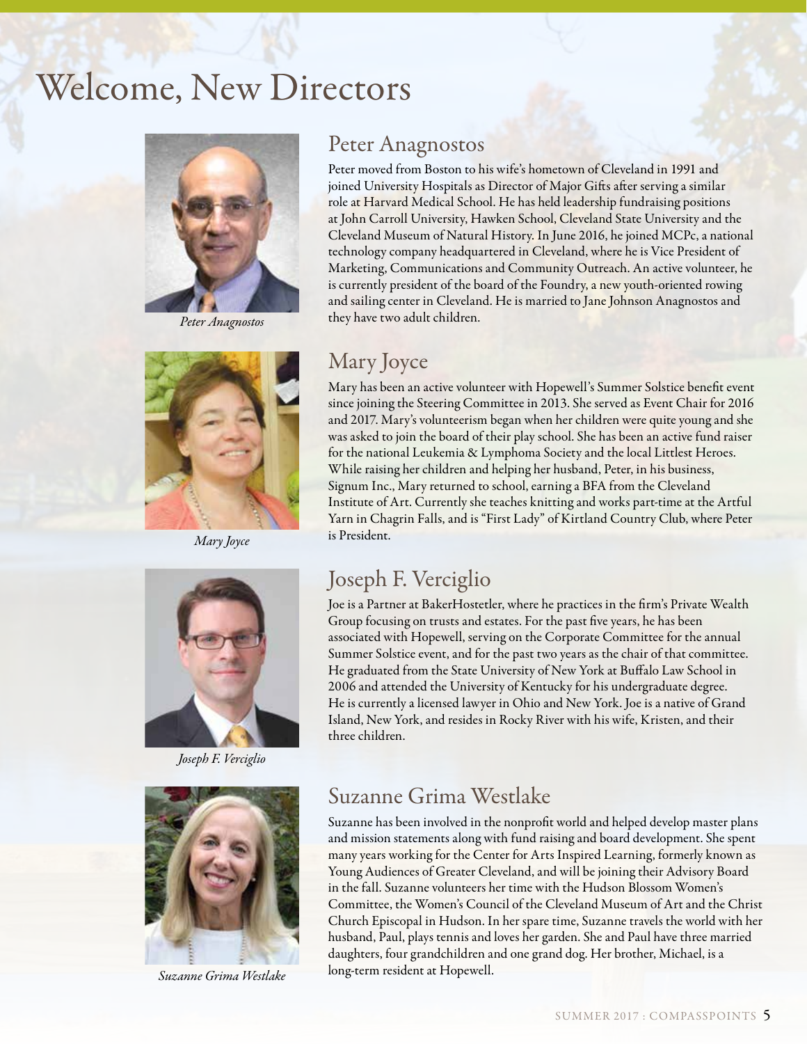# Welcome, New Directors

## Peter Anagnostos

*Peter Anagnostos*

Peter moved from Boston to his wife's hometown of Cleveland in 1991 and joined University Hospitals as Director of Major Gifts after serving a similar role at Harvard Medical School. He has held leadership fundraising positions at John Carroll University, Hawken School, Cleveland State University and the Cleveland Museum of Natural History. In June 2016, he joined MCPc, a national technology company headquartered in Cleveland, where he is Vice President of Marketing, Communications and Community Outreach. An active volunteer, he is currently president of the board of the Foundry, a new youth-oriented rowing and sailing center in Cleveland. He is married to Jane Johnson Anagnostos and they have two adult children.

## Mary Joyce

*Mary Joyce*

Mary has been an active volunteer with Hopewell's Summer Solstice benefit event since joining the Steering Committee in 2013. She served as Event Chair for 2016 and 2017. Mary's volunteerism began when her children were quite young and she was asked to join the board of their play school. She has been an active fund raiser for the national Leukemia & Lymphoma Society and the local Littlest Heroes. While raising her children and helping her husband, Peter, in his business, Signum Inc., Mary returned to school, earning a BFA from the Cleveland Institute of Art. Currently she teaches knitting and works part-time at the Artful Yarn in Chagrin Falls, and is "First Lady" of Kirtland Country Club, where Peter is President.

## Joseph F. Verciglio

*Joseph F. Verciglio*

Joe is a Partner at BakerHostetler, where he practices in the firm's Private Wealth Group focusing on trusts and estates. For the past five years, he has been associated with Hopewell, serving on the Corporate Committee for the annual Summer Solstice event, and for the past two years as the chair of that committee. He graduated from the State University of New York at Buffalo Law School in 2006 and attended the University of Kentucky for his undergraduate degree. He is currently a licensed lawyer in Ohio and New York. Joe is a native of Grand Island, New York, and resides in Rocky River with his wife, Kristen, and their three children.

## Suzanne Grima Westlake

*Suzanne Grima Westlake*

Suzanne has been involved in the nonprofit world and helped develop master plans and mission statements along with fund raising and board development. She spent many years working for the Center for Arts Inspired Learning, formerly known as Young Audiences of Greater Cleveland, and will be joining their Advisory Board in the fall. Suzanne volunteers her time with the Hudson Blossom Women's Committee, the Women's Council of the Cleveland Museum of Art and the Christ Church Episcopal in Hudson. In her spare time, Suzanne travels the world with her husband, Paul, plays tennis and loves her garden. She and Paul have three married daughters, four grandchildren and one grand dog. Her brother, Michael, is a long-term resident at Hopewell.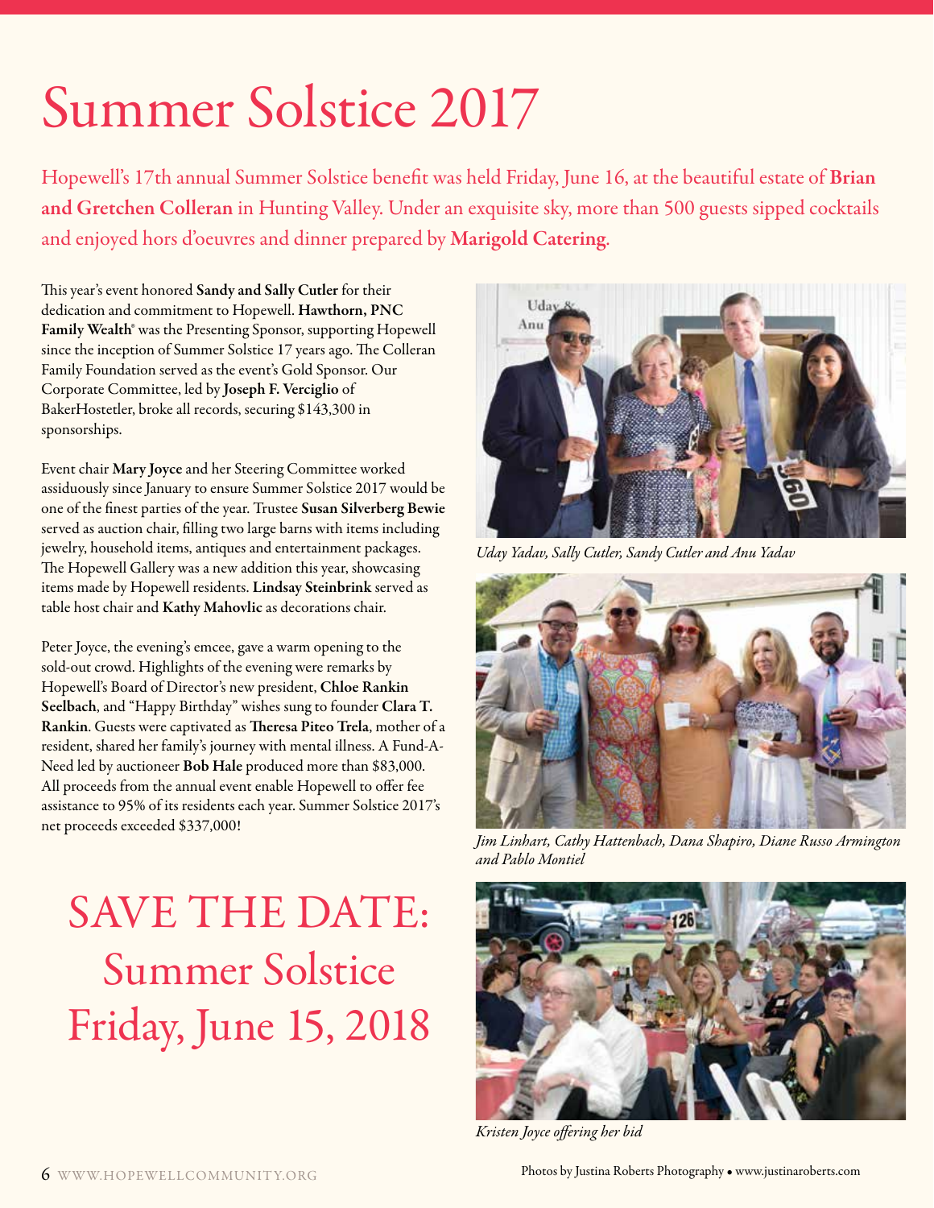# Summer Solstice 2017

Hopewell's 17th annual Summer Solstice benefit was held Friday, June 16, at the beautiful estate of **Brian and Gretchen Colleran** in Hunting Valley. Under an exquisite sky, more than 500 guests sipped cocktails and enjoyed hors d'oeuvres and dinner prepared by **Marigold Catering**.

This year's event honored **Sandy and Sally Cutler** for their dedication and commitment to Hopewell. **Hawthorn, PNC Family Wealth®** was the Presenting Sponsor, supporting Hopewell since the inception of Summer Solstice 17 years ago. The Colleran Family Foundation served as the event's Gold Sponsor. Our Corporate Committee, led by **Joseph F. Verciglio** of BakerHostetler, broke all records, securing $143,300 in sponsorships.

Event chair **Mary Joyce** and her Steering Committee worked assiduously since January to ensure Summer Solstice 2017 would be one of the finest parties of the year. Trustee **Susan Silverberg Bewie** served as auction chair, filling two large barns with items including jewelry, household items, antiques and entertainment packages. The Hopewell Gallery was a new addition this year, showcasing items made by Hopewell residents. **Lindsay Steinbrink** served as table host chair and **Kathy Mahovlic** as decorations chair.

Peter Joyce, the evening's emcee, gave a warm opening to the sold-out crowd. Highlights of the evening were remarks by Hopewell's Board of Director's new president, **Chloe Rankin Seelbach**, and "Happy Birthday" wishes sung to founder **Clara T. Rankin**. Guests were captivated as **Theresa Piteo Trela**, mother of a resident, shared her family's journey with mental illness. A Fund-A-Need led by auctioneer **Bob Hale** produced more than $83,000. All proceeds from the annual event enable Hopewell to offer fee assistance to 95% of its residents each year. Summer Solstice 2017's net proceeds exceeded $337,000!

## SAVE THE DATE: Summer Solstice Friday, June 15, 2018

*Uday Yadav, Sally Cutler, Sandy Cutler and Anu Yadav*

*Jim Linhart, Cathy Hattenbach, Dana Shapiro, Diane Russo Armington and Pablo Montiel*

*Kristen Joyce offering her bid*

Photos by Justina Roberts Photography • www.justinaroberts.com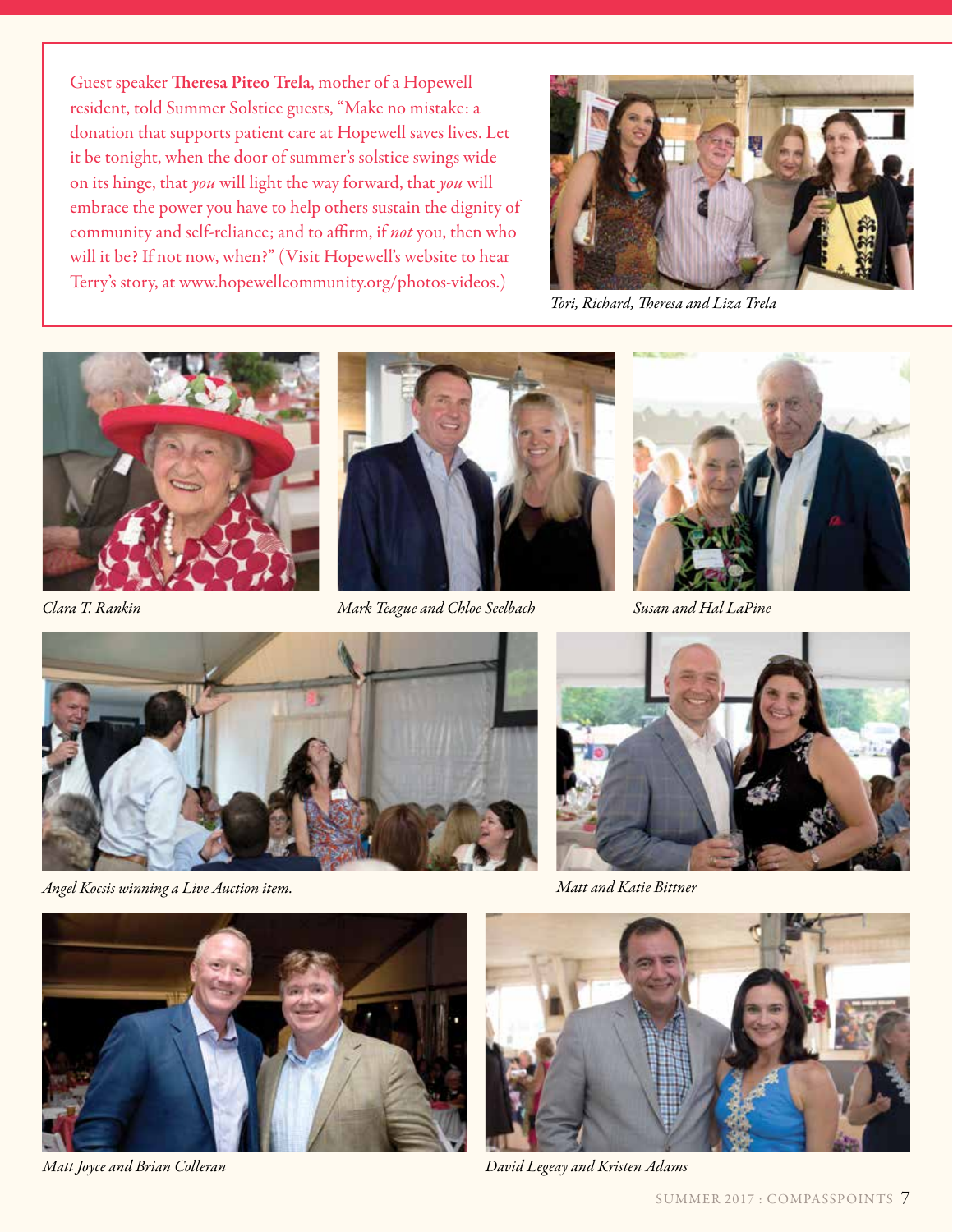Guest speaker **Theresa Piteo Trela**, mother of a Hopewell resident, told Summer Solstice guests, "Make no mistake: a donation that supports patient care at Hopewell saves lives. Let it be tonight, when the door of summer's solstice swings wide on its hinge, that *you* will light the way forward, that *you* will embrace the power you have to help others sustain the dignity of community and self-reliance; and to affirm, if *not* you, then who will it be? If not now, when?" (Visit Hopewell's website to hear Terry's story, at www.hopewellcommunity.org/photos-videos.)

*Tori, Richard, Theresa and Liza Trela*

*Clara T. Rankin*

*Mark Teague and Chloe Seelbach*

*Susan and Hal LaPine*

*Angel Kocsis winning a Live Auction item.*

*Matt and Katie Bittner*

*Matt Joyce and Brian Colleran*

*David Legeay and Kristen Adams*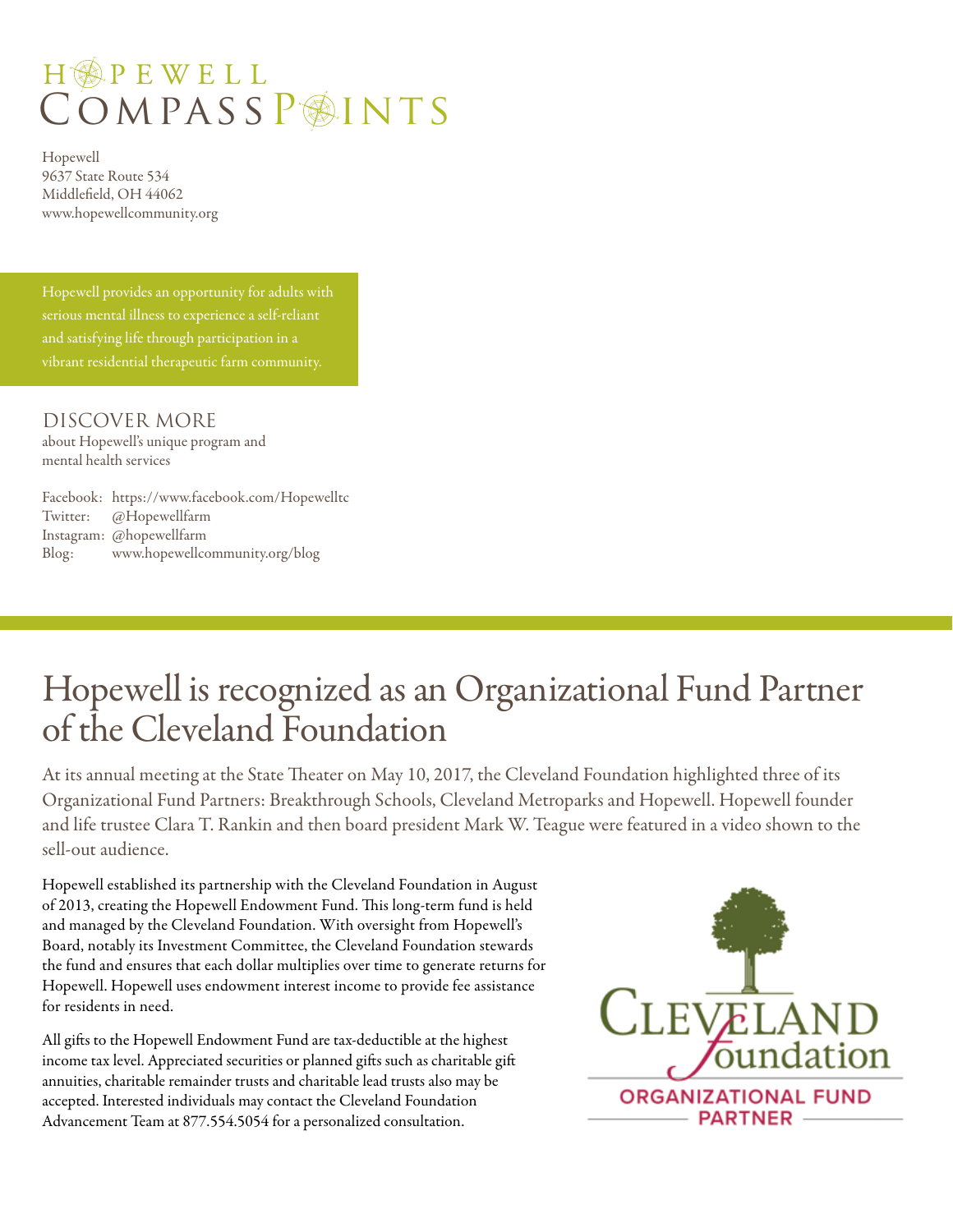# HOPEWELL COMPASS POINTS

Hopewell
9637 State Route 534
Middlefield, OH 44062
www.hopewellcommunity.org

Hopewell provides an opportunity for adults with serious mental illness to experience a self-reliant and satisfying life through participation in a vibrant residential therapeutic farm community.

DISCOVER MORE
about Hopewell's unique program and mental health services

Facebook: https://www.facebook.com/Hopewelltc
Twitter: @Hopewellfarm
Instagram: @hopewellfarm
Blog: www.hopewellcommunity.org/blog

# Hopewell is recognized as an Organizational Fund Partner of the Cleveland Foundation

At its annual meeting at the State Theater on May 10, 2017, the Cleveland Foundation highlighted three of its Organizational Fund Partners: Breakthrough Schools, Cleveland Metroparks and Hopewell. Hopewell founder and life trustee Clara T. Rankin and then board president Mark W. Teague were featured in a video shown to the sell-out audience.

Hopewell established its partnership with the Cleveland Foundation in August of 2013, creating the Hopewell Endowment Fund. This long-term fund is held and managed by the Cleveland Foundation. With oversight from Hopewell's Board, notably its Investment Committee, the Cleveland Foundation stewards the fund and ensures that each dollar multiplies over time to generate returns for Hopewell. Hopewell uses endowment interest income to provide fee assistance for residents in need.

All gifts to the Hopewell Endowment Fund are tax-deductible at the highest income tax level. Appreciated securities or planned gifts such as charitable gift annuities, charitable remainder trusts and charitable lead trusts also may be accepted. Interested individuals may contact the Cleveland Foundation Advancement Team at 877.554.5054 for a personalized consultation.

Cleveland Foundation
ORGANIZATIONAL FUND PARTNER